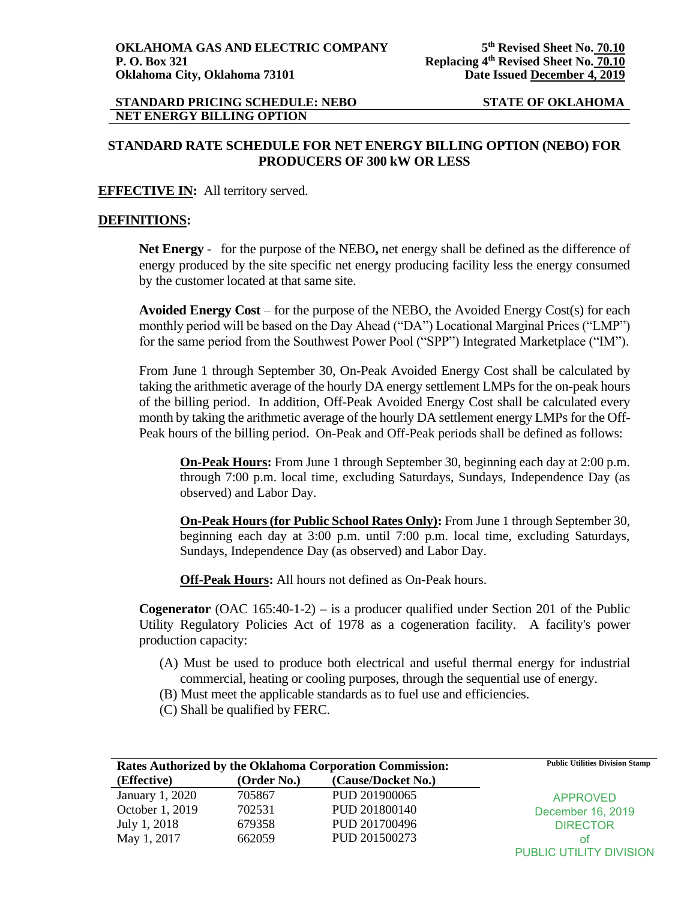**OKLAHOMA GAS AND ELECTRIC COMPANY**
**P. O. Box 321**
**Oklahoma City, Oklahoma 73101**

**5th Revised Sheet No. 70.10**
**Replacing 4th Revised Sheet No. 70.10**
**Date Issued December 4, 2019**

**STANDARD PRICING SCHEDULE: NEBO** — **STATE OF OKLAHOMA**
**NET ENERGY BILLING OPTION**

## STANDARD RATE SCHEDULE FOR NET ENERGY BILLING OPTION (NEBO) FOR PRODUCERS OF 300 kW OR LESS

**EFFECTIVE IN:** All territory served.

**DEFINITIONS:**

**Net Energy** - for the purpose of the NEBO**,** net energy shall be defined as the difference of energy produced by the site specific net energy producing facility less the energy consumed by the customer located at that same site.

**Avoided Energy Cost** – for the purpose of the NEBO, the Avoided Energy Cost(s) for each monthly period will be based on the Day Ahead ("DA") Locational Marginal Prices ("LMP") for the same period from the Southwest Power Pool ("SPP") Integrated Marketplace ("IM").

From June 1 through September 30, On-Peak Avoided Energy Cost shall be calculated by taking the arithmetic average of the hourly DA energy settlement LMPs for the on-peak hours of the billing period. In addition, Off-Peak Avoided Energy Cost shall be calculated every month by taking the arithmetic average of the hourly DA settlement energy LMPs for the Off-Peak hours of the billing period. On-Peak and Off-Peak periods shall be defined as follows:

> **On-Peak Hours:** From June 1 through September 30, beginning each day at 2:00 p.m. through 7:00 p.m. local time, excluding Saturdays, Sundays, Independence Day (as observed) and Labor Day.
>
> **On-Peak Hours (for Public School Rates Only):** From June 1 through September 30, beginning each day at 3:00 p.m. until 7:00 p.m. local time, excluding Saturdays, Sundays, Independence Day (as observed) and Labor Day.
>
> **Off-Peak Hours:** All hours not defined as On-Peak hours.

**Cogenerator** (OAC 165:40-1-2) **–** is a producer qualified under Section 201 of the Public Utility Regulatory Policies Act of 1978 as a cogeneration facility. A facility's power production capacity:

(A) Must be used to produce both electrical and useful thermal energy for industrial commercial, heating or cooling purposes, through the sequential use of energy.
(B) Must meet the applicable standards as to fuel use and efficiencies.
(C) Shall be qualified by FERC.

**Rates Authorized by the Oklahoma Corporation Commission:**

| (Effective) | (Order No.) | (Cause/Docket No.) |
|---|---|---|
| January 1, 2020 | 705867 | PUD 201900065 |
| October 1, 2019 | 702531 | PUD 201800140 |
| July 1, 2018 | 679358 | PUD 201700496 |
| May 1, 2017 | 662059 | PUD 201500273 |

Public Utilities Division Stamp

APPROVED
December 16, 2019
DIRECTOR
of
PUBLIC UTILITY DIVISION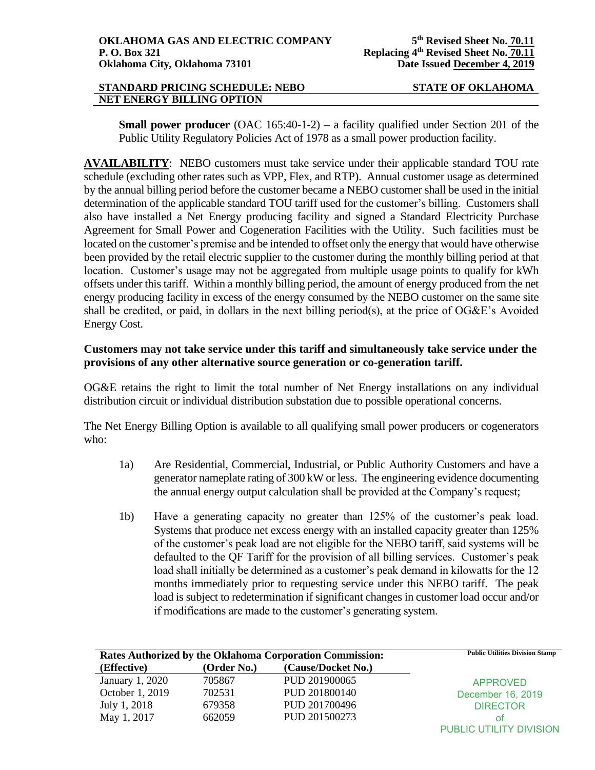**Small power producer** (OAC 165:40-1-2) – a facility qualified under Section 201 of the Public Utility Regulatory Policies Act of 1978 as a small power production facility.

**AVAILABILITY**: NEBO customers must take service under their applicable standard TOU rate schedule (excluding other rates such as VPP, Flex, and RTP). Annual customer usage as determined by the annual billing period before the customer became a NEBO customer shall be used in the initial determination of the applicable standard TOU tariff used for the customer's billing. Customers shall also have installed a Net Energy producing facility and signed a Standard Electricity Purchase Agreement for Small Power and Cogeneration Facilities with the Utility. Such facilities must be located on the customer's premise and be intended to offset only the energy that would have otherwise been provided by the retail electric supplier to the customer during the monthly billing period at that location. Customer's usage may not be aggregated from multiple usage points to qualify for kWh offsets under this tariff. Within a monthly billing period, the amount of energy produced from the net energy producing facility in excess of the energy consumed by the NEBO customer on the same site shall be credited, or paid, in dollars in the next billing period(s), at the price of OG&E's Avoided Energy Cost.

**Customers may not take service under this tariff and simultaneously take service under the provisions of any other alternative source generation or co-generation tariff.**

OG&E retains the right to limit the total number of Net Energy installations on any individual distribution circuit or individual distribution substation due to possible operational concerns.

The Net Energy Billing Option is available to all qualifying small power producers or cogenerators who:

1a) Are Residential, Commercial, Industrial, or Public Authority Customers and have a generator nameplate rating of 300 kW or less. The engineering evidence documenting the annual energy output calculation shall be provided at the Company's request;

1b) Have a generating capacity no greater than 125% of the customer's peak load. Systems that produce net excess energy with an installed capacity greater than 125% of the customer's peak load are not eligible for the NEBO tariff, said systems will be defaulted to the QF Tariff for the provision of all billing services. Customer's peak load shall initially be determined as a customer's peak demand in kilowatts for the 12 months immediately prior to requesting service under this NEBO tariff. The peak load is subject to redetermination if significant changes in customer load occur and/or if modifications are made to the customer's generating system.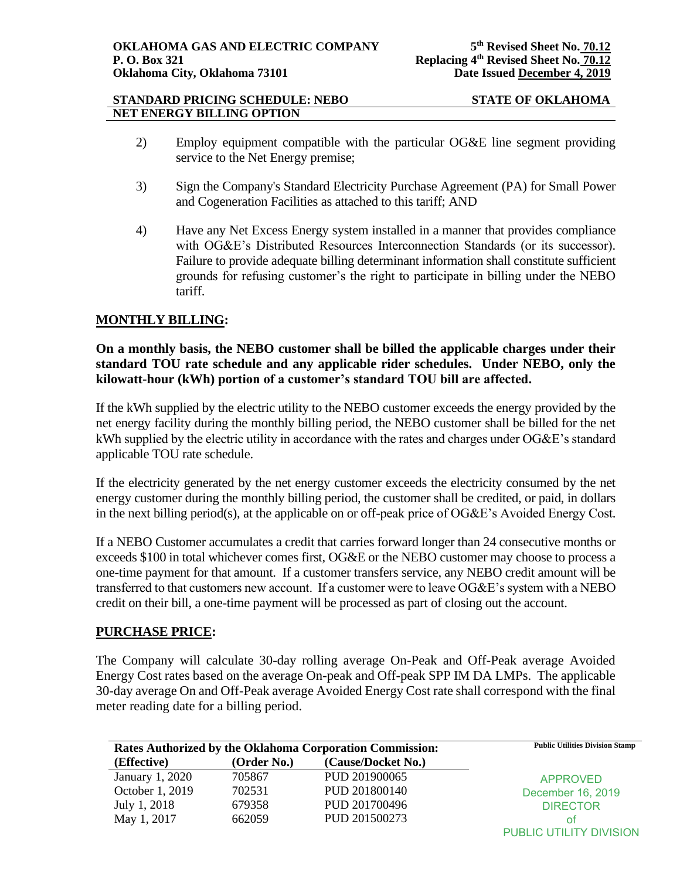2) Employ equipment compatible with the particular OG&E line segment providing service to the Net Energy premise;

3) Sign the Company's Standard Electricity Purchase Agreement (PA) for Small Power and Cogeneration Facilities as attached to this tariff; AND

4) Have any Net Excess Energy system installed in a manner that provides compliance with OG&E's Distributed Resources Interconnection Standards (or its successor). Failure to provide adequate billing determinant information shall constitute sufficient grounds for refusing customer's the right to participate in billing under the NEBO tariff.

## MONTHLY BILLING:

**On a monthly basis, the NEBO customer shall be billed the applicable charges under their standard TOU rate schedule and any applicable rider schedules. Under NEBO, only the kilowatt-hour (kWh) portion of a customer's standard TOU bill are affected.**

If the kWh supplied by the electric utility to the NEBO customer exceeds the energy provided by the net energy facility during the monthly billing period, the NEBO customer shall be billed for the net kWh supplied by the electric utility in accordance with the rates and charges under OG&E's standard applicable TOU rate schedule.

If the electricity generated by the net energy customer exceeds the electricity consumed by the net energy customer during the monthly billing period, the customer shall be credited, or paid, in dollars in the next billing period(s), at the applicable on or off-peak price of OG&E's Avoided Energy Cost.

If a NEBO Customer accumulates a credit that carries forward longer than 24 consecutive months or exceeds $100 in total whichever comes first, OG&E or the NEBO customer may choose to process a one-time payment for that amount. If a customer transfers service, any NEBO credit amount will be transferred to that customers new account. If a customer were to leave OG&E's system with a NEBO credit on their bill, a one-time payment will be processed as part of closing out the account.

## PURCHASE PRICE:

The Company will calculate 30-day rolling average On-Peak and Off-Peak average Avoided Energy Cost rates based on the average On-peak and Off-peak SPP IM DA LMPs. The applicable 30-day average On and Off-Peak average Avoided Energy Cost rate shall correspond with the final meter reading date for a billing period.

**Rates Authorized by the Oklahoma Corporation Commission:**

| (Effective) | (Order No.) | (Cause/Docket No.) |
|---|---|---|
| January 1, 2020 | 705867 | PUD 201900065 |
| October 1, 2019 | 702531 | PUD 201800140 |
| July 1, 2018 | 679358 | PUD 201700496 |
| May 1, 2017 | 662059 | PUD 201500273 |

Public Utilities Division Stamp

APPROVED
December 16, 2019
DIRECTOR
of
PUBLIC UTILITY DIVISION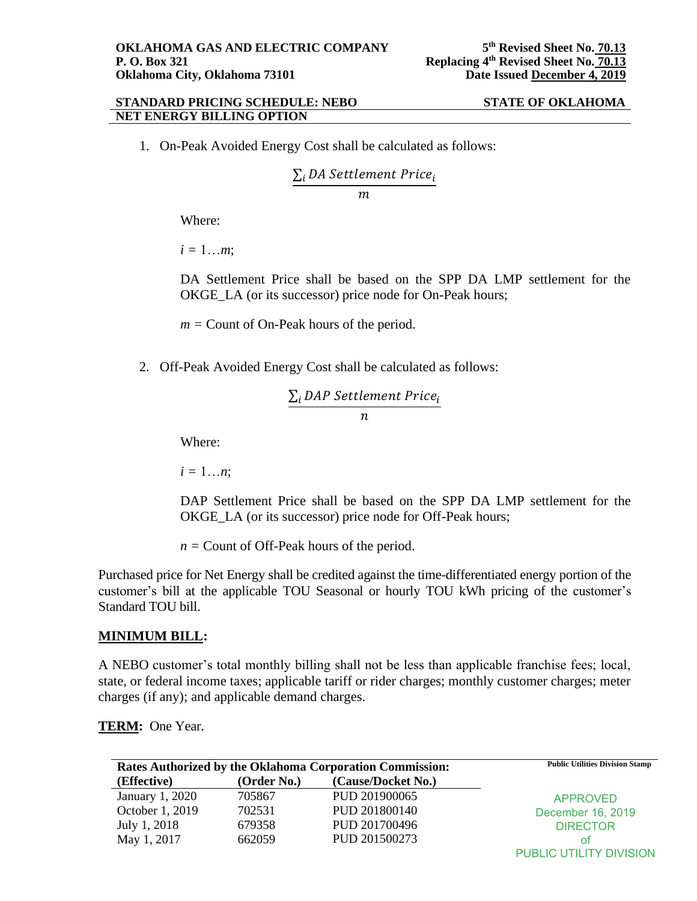1. On-Peak Avoided Energy Cost shall be calculated as follows:

$$\frac{\sum_i DA\ Settlement\ Price_i}{m}$$

   Where:

   $i = 1 \ldots m$;

   DA Settlement Price shall be based on the SPP DA LMP settlement for the OKGE_LA (or its successor) price node for On-Peak hours;

   $m$ = Count of On-Peak hours of the period.

2. Off-Peak Avoided Energy Cost shall be calculated as follows:

$$\frac{\sum_i DAP\ Settlement\ Price_i}{n}$$

   Where:

   $i = 1 \ldots n$;

   DAP Settlement Price shall be based on the SPP DA LMP settlement for the OKGE_LA (or its successor) price node for Off-Peak hours;

   $n$ = Count of Off-Peak hours of the period.

Purchased price for Net Energy shall be credited against the time-differentiated energy portion of the customer's bill at the applicable TOU Seasonal or hourly TOU kWh pricing of the customer's Standard TOU bill.

**MINIMUM BILL:**

A NEBO customer's total monthly billing shall not be less than applicable franchise fees; local, state, or federal income taxes; applicable tariff or rider charges; monthly customer charges; meter charges (if any); and applicable demand charges.

**TERM:** One Year.

**Rates Authorized by the Oklahoma Corporation Commission:**

| (Effective) | (Order No.) | (Cause/Docket No.) |
|---|---|---|
| January 1, 2020 | 705867 | PUD 201900065 |
| October 1, 2019 | 702531 | PUD 201800140 |
| July 1, 2018 | 679358 | PUD 201700496 |
| May 1, 2017 | 662059 | PUD 201500273 |

Public Utilities Division Stamp

APPROVED
December 16, 2019
DIRECTOR
of
PUBLIC UTILITY DIVISION